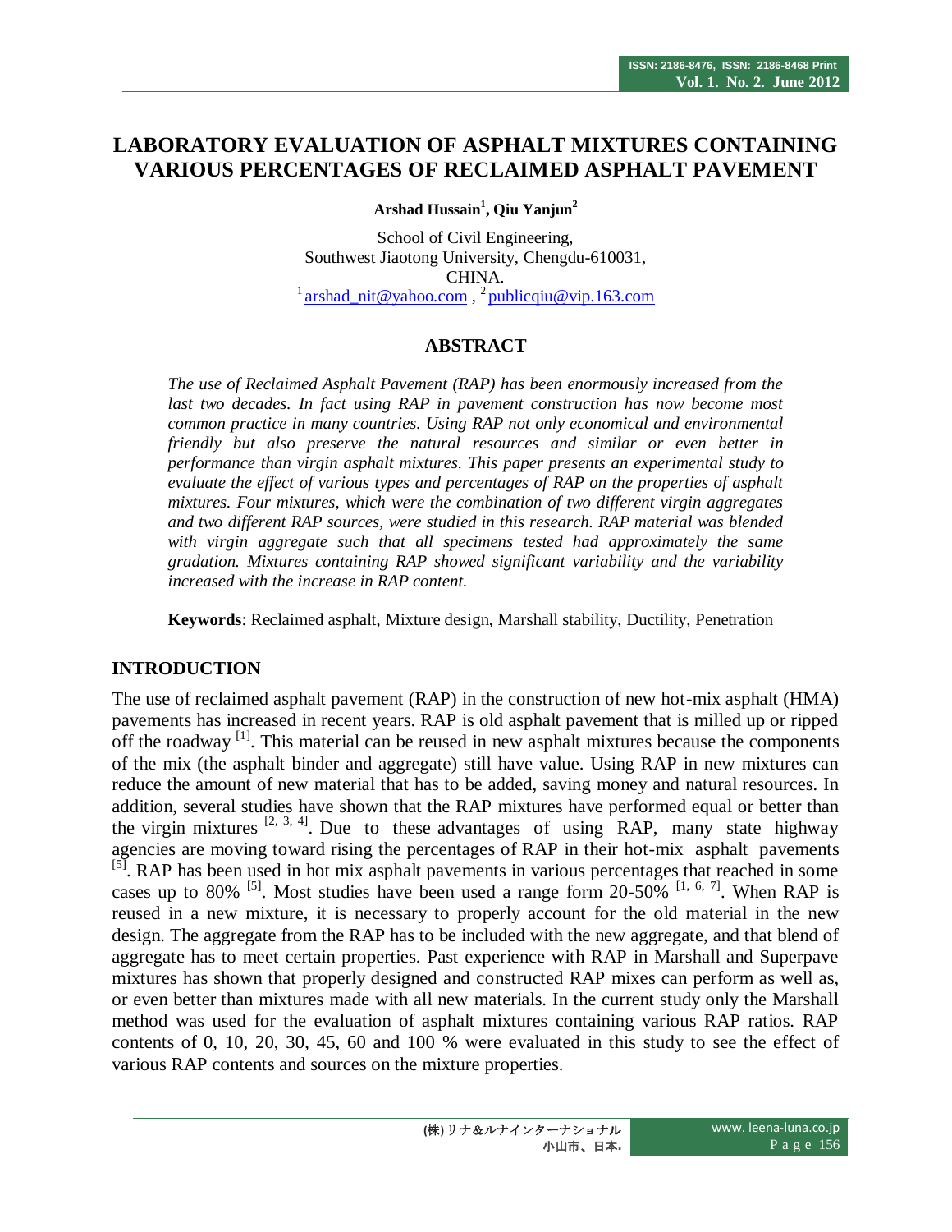# LABORATORY EVALUATION OF ASPHALT MIXTURES CONTAINING VARIOUS PERCENTAGES OF RECLAIMED ASPHALT PAVEMENT

**Arshad Hussain[1], Qiu Yanjun[2]**

School of Civil Engineering,
Southwest Jiaotong University, Chengdu-610031,
CHINA.
[1] arshad_nit@yahoo.com , [2] publicqiu@vip.163.com

## ABSTRACT

*The use of Reclaimed Asphalt Pavement (RAP) has been enormously increased from the last two decades. In fact using RAP in pavement construction has now become most common practice in many countries. Using RAP not only economical and environmental friendly but also preserve the natural resources and similar or even better in performance than virgin asphalt mixtures. This paper presents an experimental study to evaluate the effect of various types and percentages of RAP on the properties of asphalt mixtures. Four mixtures, which were the combination of two different virgin aggregates and two different RAP sources, were studied in this research. RAP material was blended with virgin aggregate such that all specimens tested had approximately the same gradation. Mixtures containing RAP showed significant variability and the variability increased with the increase in RAP content.*

**Keywords**: Reclaimed asphalt, Mixture design, Marshall stability, Ductility, Penetration

## INTRODUCTION

The use of reclaimed asphalt pavement (RAP) in the construction of new hot-mix asphalt (HMA) pavements has increased in recent years. RAP is old asphalt pavement that is milled up or ripped off the roadway [1]. This material can be reused in new asphalt mixes because the components of the mix (the asphalt binder and aggregate) still have value. Using RAP in new mixtures can reduce the amount of new material that has to be added, saving money and natural resources. In addition, several studies have shown that the RAP mixtures have performed equal or better than the virgin mixtures [2, 3, 4]. Due to these advantages of using RAP, many state highway agencies are moving toward rising the percentages of RAP in their hot-mix asphalt pavements [5]. RAP has been used in hot mix asphalt pavements in various percentages that reached in some cases up to 80% [5]. Most studies have been used a range form 20-50% [1, 6, 7]. When RAP is reused in a new mixture, it is necessary to properly account for the old material in the new design. The aggregate from the RAP has to be included with the new aggregate, and that blend of aggregate has to meet certain properties. Past experience with RAP in Marshall and Superpave mixtures has shown that properly designed and constructed RAP mixes can perform as well as, or even better than mixtures made with all new materials. In the current study only the Marshall method was used for the evaluation of asphalt mixtures containing various RAP ratios. RAP contents of 0, 10, 20, 30, 45, 60 and 100 % were evaluated in this study to see the effect of various RAP contents and sources on the mixture properties.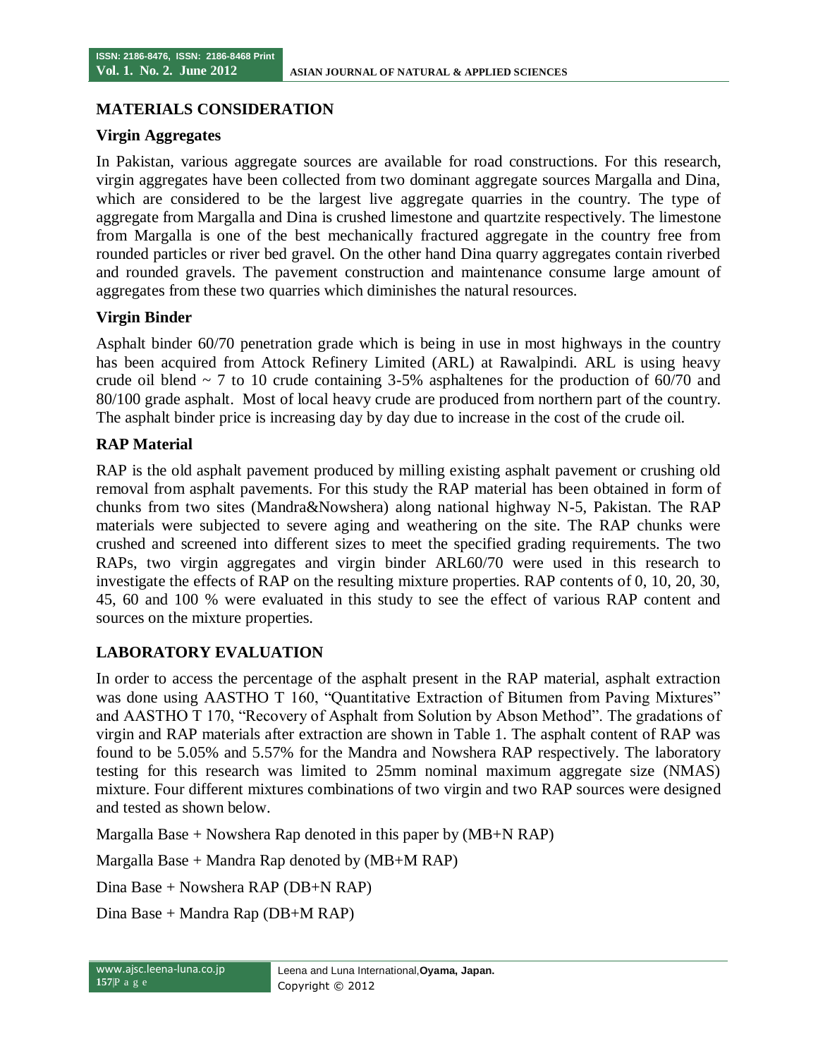## MATERIALS CONSIDERATION

### Virgin Aggregates

In Pakistan, various aggregate sources are available for road constructions. For this research, virgin aggregates have been collected from two dominant aggregate sources Margalla and Dina, which are considered to be the largest live aggregate quarries in the country. The type of aggregate from Margalla and Dina is crushed limestone and quartzite respectively. The limestone from Margalla is one of the best mechanically fractured aggregate in the country free from rounded particles or river bed gravel. On the other hand Dina quarry aggregates contain riverbed and rounded gravels. The pavement construction and maintenance consume large amount of aggregates from these two quarries which diminishes the natural resources.

### Virgin Binder

Asphalt binder 60/70 penetration grade which is being in use in most highways in the country has been acquired from Attock Refinery Limited (ARL) at Rawalpindi. ARL is using heavy crude oil blend ~ 7 to 10 crude containing 3-5% asphaltenes for the production of 60/70 and 80/100 grade asphalt. Most of local heavy crude are produced from northern part of the country. The asphalt binder price is increasing day by day due to increase in the cost of the crude oil.

### RAP Material

RAP is the old asphalt pavement produced by milling existing asphalt pavement or crushing old removal from asphalt pavements. For this study the RAP material has been obtained in form of chunks from two sites (Mandra&Nowshera) along national highway N-5, Pakistan. The RAP materials were subjected to severe aging and weathering on the site. The RAP chunks were crushed and screened into different sizes to meet the specified grading requirements. The two RAPs, two virgin aggregates and virgin binder ARL60/70 were used in this research to investigate the effects of RAP on the resulting mixture properties. RAP contents of 0, 10, 20, 30, 45, 60 and 100 % were evaluated in this study to see the effect of various RAP content and sources on the mixture properties.

## LABORATORY EVALUATION

In order to access the percentage of the asphalt present in the RAP material, asphalt extraction was done using AASTHO T 160, "Quantitative Extraction of Bitumen from Paving Mixtures" and AASTHO T 170, "Recovery of Asphalt from Solution by Abson Method". The gradations of virgin and RAP materials after extraction are shown in Table 1. The asphalt content of RAP was found to be 5.05% and 5.57% for the Mandra and Nowshera RAP respectively. The laboratory testing for this research was limited to 25mm nominal maximum aggregate size (NMAS) mixture. Four different mixtures combinations of two virgin and two RAP sources were designed and tested as shown below.

Margalla Base + Nowshera Rap denoted in this paper by (MB+N RAP)

Margalla Base + Mandra Rap denoted by (MB+M RAP)

Dina Base + Nowshera RAP (DB+N RAP)

Dina Base + Mandra Rap (DB+M RAP)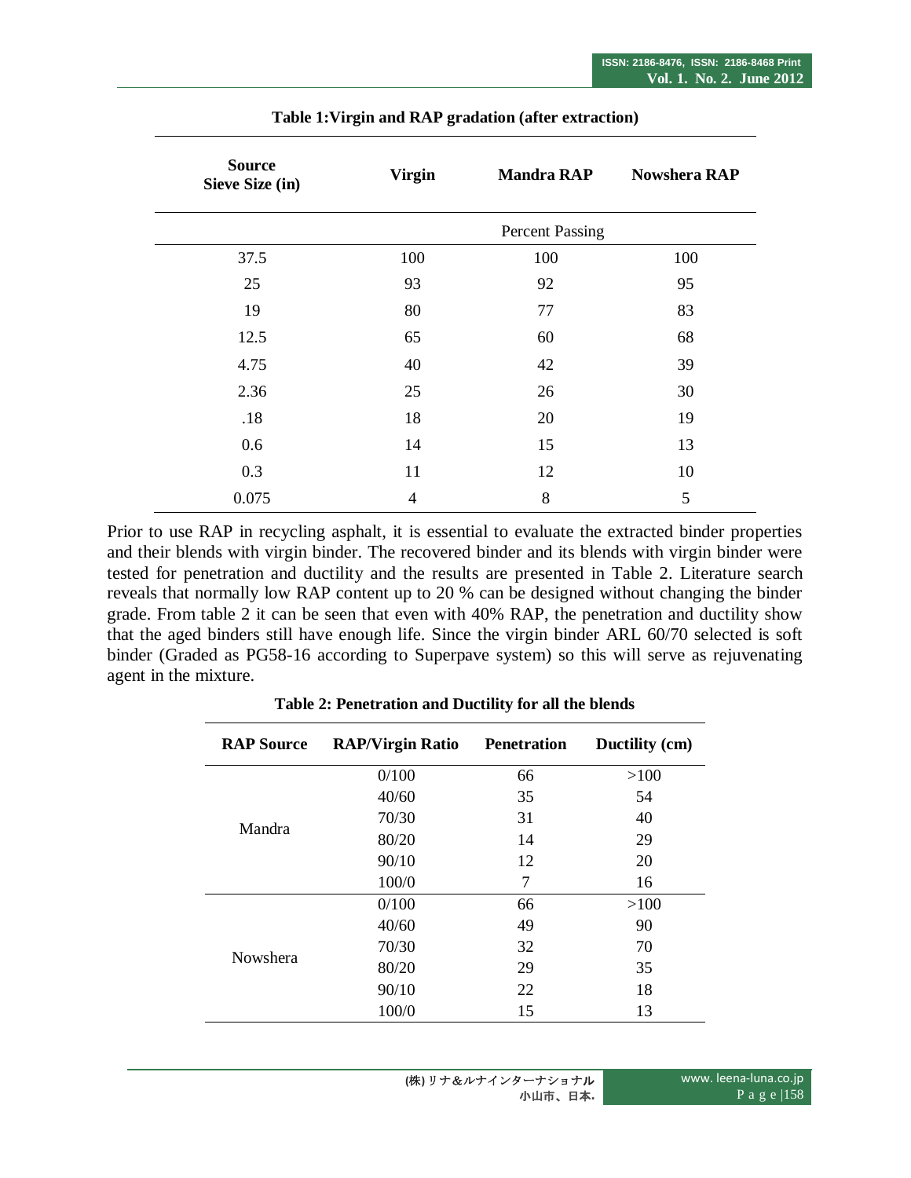**Table 1:Virgin and RAP gradation (after extraction)**

| Source<br>Sieve Size (in) | Virgin | Mandra RAP | Nowshera RAP |
|---|---|---|---|
| | Percent Passing | | |
| 37.5 | 100 | 100 | 100 |
| 25 | 93 | 92 | 95 |
| 19 | 80 | 77 | 83 |
| 12.5 | 65 | 60 | 68 |
| 4.75 | 40 | 42 | 39 |
| 2.36 | 25 | 26 | 30 |
| .18 | 18 | 20 | 19 |
| 0.6 | 14 | 15 | 13 |
| 0.3 | 11 | 12 | 10 |
| 0.075 | 4 | 8 | 5 |

Prior to use RAP in recycling asphalt, it is essential to evaluate the extracted binder properties and their blends with virgin binder. The recovered binder and its blends with virgin binder were tested for penetration and ductility and the results are presented in Table 2. Literature search reveals that normally low RAP content up to 20 % can be designed without changing the binder grade. From table 2 it can be seen that even with 40% RAP, the penetration and ductility show that the aged binders still have enough life. Since the virgin binder ARL 60/70 selected is soft binder (Graded as PG58-16 according to Superpave system) so this will serve as rejuvenating agent in the mixture.

**Table 2: Penetration and Ductility for all the blends**

| RAP Source | RAP/Virgin Ratio | Penetration | Ductility (cm) |
|---|---|---|---|
| Mandra | 0/100 | 66 | >100 |
| | 40/60 | 35 | 54 |
| | 70/30 | 31 | 40 |
| | 80/20 | 14 | 29 |
| | 90/10 | 12 | 20 |
| | 100/0 | 7 | 16 |
| Nowshera | 0/100 | 66 | >100 |
| | 40/60 | 49 | 90 |
| | 70/30 | 32 | 70 |
| | 80/20 | 29 | 35 |
| | 90/10 | 22 | 18 |
| | 100/0 | 15 | 13 |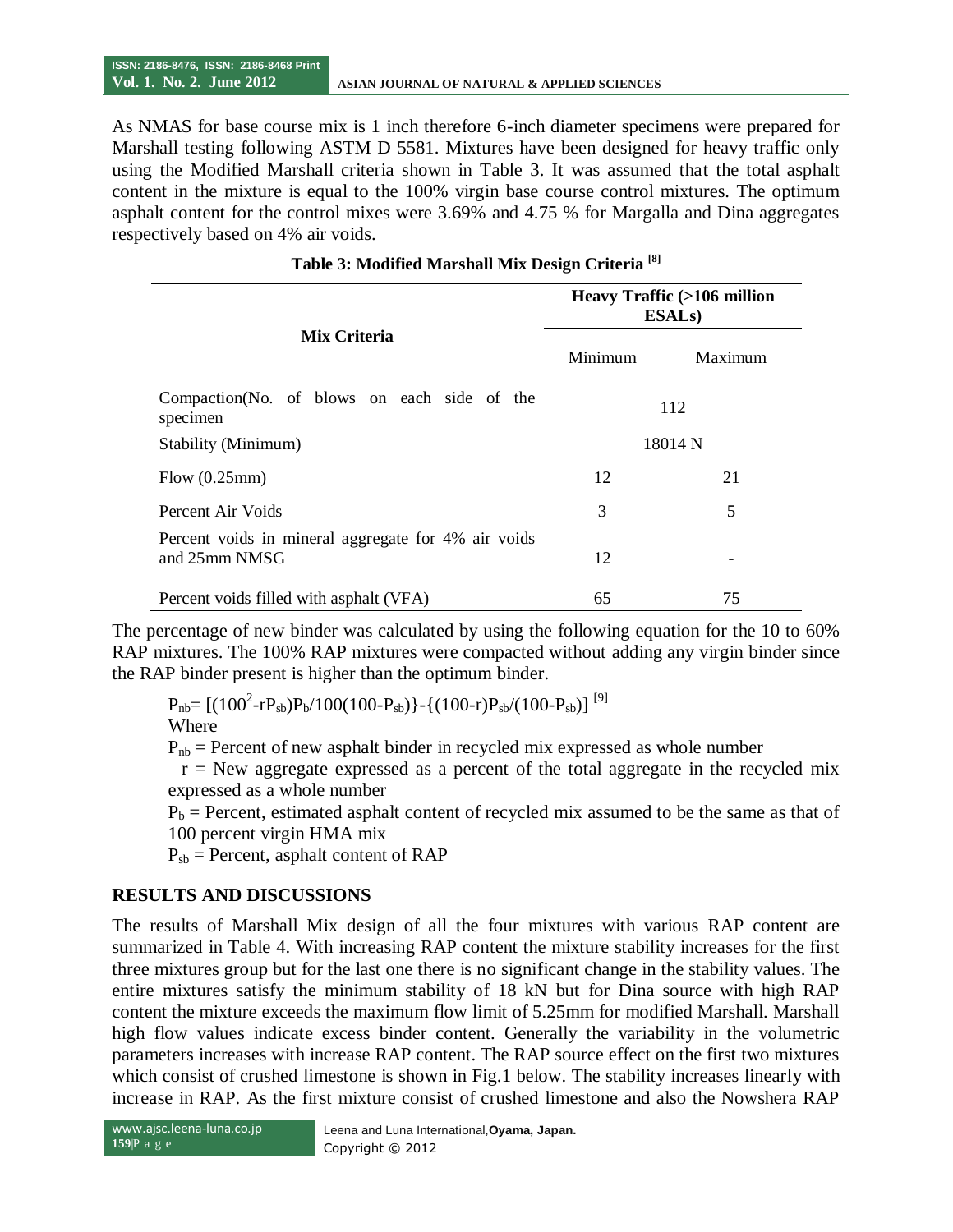As NMAS for base course mix is 1 inch therefore 6-inch diameter specimens were prepared for Marshall testing following ASTM D 5581. Mixtures have been designed for heavy traffic only using the Modified Marshall criteria shown in Table 3. It was assumed that the total asphalt content in the mixture is equal to the 100% virgin base course control mixtures. The optimum asphalt content for the control mixes were 3.69% and 4.75 % for Margalla and Dina aggregates respectively based on 4% air voids.

**Table 3: Modified Marshall Mix Design Criteria [8]**

| Mix Criteria | Heavy Traffic (>106 million ESALs) | |
|---|---|---|
| | Minimum | Maximum |
| Compaction(No. of blows on each side of the specimen | 112 | |
| Stability (Minimum) | 18014 N | |
| Flow (0.25mm) | 12 | 21 |
| Percent Air Voids | 3 | 5 |
| Percent voids in mineral aggregate for 4% air voids and 25mm NMSG | 12 | - |
| Percent voids filled with asphalt (VFA) | 65 | 75 |

The percentage of new binder was calculated by using the following equation for the 10 to 60% RAP mixtures. The 100% RAP mixtures were compacted without adding any virgin binder since the RAP binder present is higher than the optimum binder.

$$P_{nb} = [(100^2 - rP_{sb})P_b/100(100-P_{sb})\}-\{(100-r)P_{sb}/(100-P_{sb})]$$ [9]

Where

$P_{nb}$ = Percent of new asphalt binder in recycled mix expressed as whole number

$r$ = New aggregate expressed as a percent of the total aggregate in the recycled mix expressed as a whole number

$P_b$ = Percent, estimated asphalt content of recycled mix assumed to be the same as that of 100 percent virgin HMA mix

$P_{sb}$ = Percent, asphalt content of RAP

## RESULTS AND DISCUSSIONS

The results of Marshall Mix design of all the four mixtures with various RAP content are summarized in Table 4. With increasing RAP content the mixture stability increases for the first three mixtures group but for the last one there is no significant change in the stability values. The entire mixtures satisfy the minimum stability of 18 kN but for Dina source with high RAP content the mixture exceeds the maximum flow limit of 5.25mm for modified Marshall. Marshall high flow values indicate excess binder content. Generally the variability in the volumetric parameters increases with increase RAP content. The RAP source effect on the first two mixtures which consist of crushed limestone is shown in Fig.1 below. The stability increases linearly with increase in RAP. As the first mixture consist of crushed limestone and also the Nowshera RAP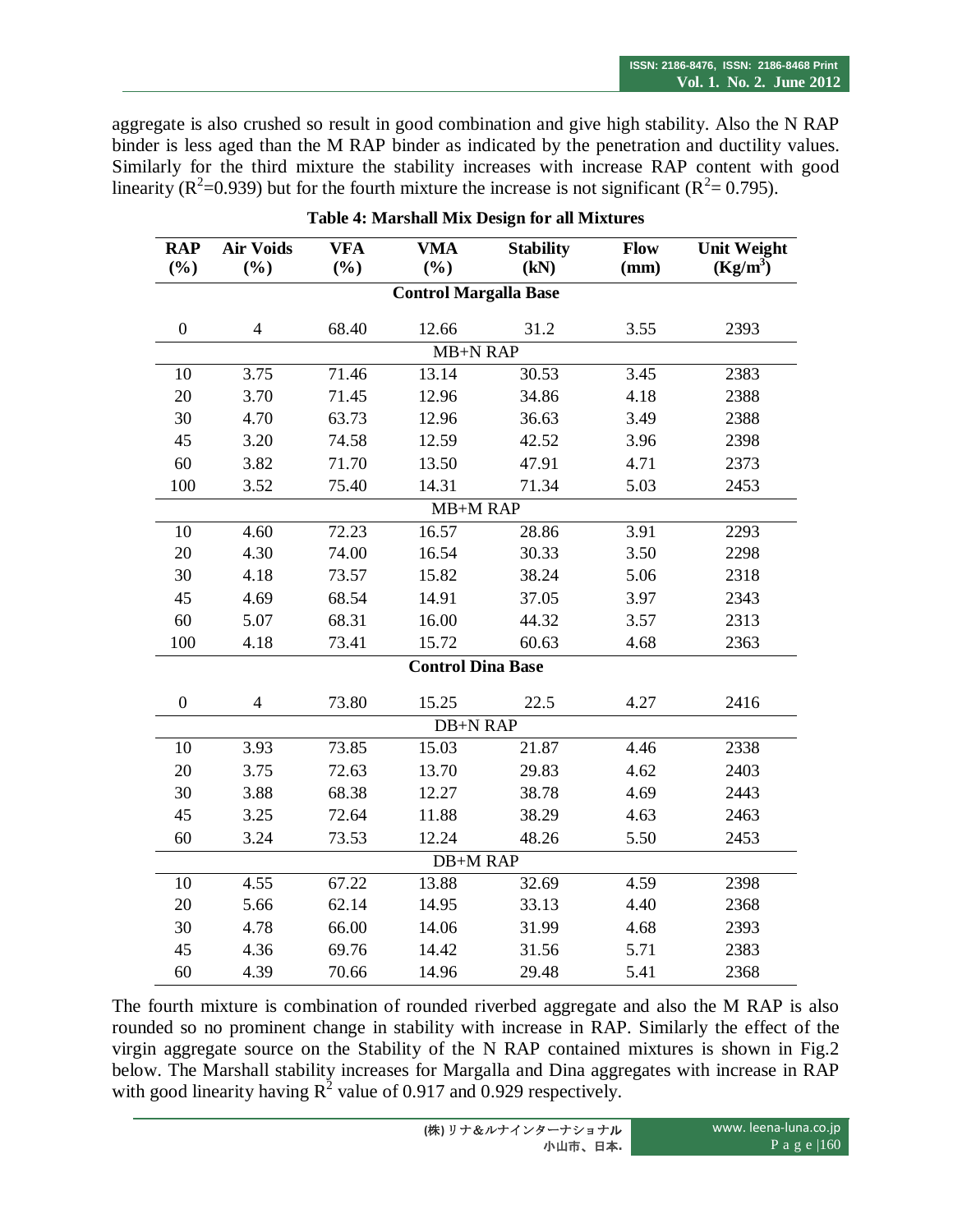aggregate is also crushed so result in good combination and give high stability. Also the N RAP binder is less aged than the M RAP binder as indicated by the penetration and ductility values. Similarly for the third mixture the stability increases with increase RAP content with good linearity ($R^2$=0.939) but for the fourth mixture the increase is not significant ($R^2$= 0.795).

**Table 4: Marshall Mix Design for all Mixtures**

| RAP (%) | Air Voids (%) | VFA (%) | VMA (%) | Stability (kN) | Flow (mm) | Unit Weight ($Kg/m^3$) |
|---|---|---|---|---|---|---|
| **Control Margalla Base** | | | | | | |
| 0 | 4 | 68.40 | 12.66 | 31.2 | 3.55 | 2393 |
| MB+N RAP | | | | | | |
| 10 | 3.75 | 71.46 | 13.14 | 30.53 | 3.45 | 2383 |
| 20 | 3.70 | 71.45 | 12.96 | 34.86 | 4.18 | 2388 |
| 30 | 4.70 | 63.73 | 12.96 | 36.63 | 3.49 | 2388 |
| 45 | 3.20 | 74.58 | 12.59 | 42.52 | 3.96 | 2398 |
| 60 | 3.82 | 71.70 | 13.50 | 47.91 | 4.71 | 2373 |
| 100 | 3.52 | 75.40 | 14.31 | 71.34 | 5.03 | 2453 |
| MB+M RAP | | | | | | |
| 10 | 4.60 | 72.23 | 16.57 | 28.86 | 3.91 | 2293 |
| 20 | 4.30 | 74.00 | 16.54 | 30.33 | 3.50 | 2298 |
| 30 | 4.18 | 73.57 | 15.82 | 38.24 | 5.06 | 2318 |
| 45 | 4.69 | 68.54 | 14.91 | 37.05 | 3.97 | 2343 |
| 60 | 5.07 | 68.31 | 16.00 | 44.32 | 3.57 | 2313 |
| 100 | 4.18 | 73.41 | 15.72 | 60.63 | 4.68 | 2363 |
| **Control Dina Base** | | | | | | |
| 0 | 4 | 73.80 | 15.25 | 22.5 | 4.27 | 2416 |
| DB+N RAP | | | | | | |
| 10 | 3.93 | 73.85 | 15.03 | 21.87 | 4.46 | 2338 |
| 20 | 3.75 | 72.63 | 13.70 | 29.83 | 4.62 | 2403 |
| 30 | 3.88 | 68.38 | 12.27 | 38.78 | 4.69 | 2443 |
| 45 | 3.25 | 72.64 | 11.88 | 38.29 | 4.63 | 2463 |
| 60 | 3.24 | 73.53 | 12.24 | 48.26 | 5.50 | 2453 |
| DB+M RAP | | | | | | |
| 10 | 4.55 | 67.22 | 13.88 | 32.69 | 4.59 | 2398 |
| 20 | 5.66 | 62.14 | 14.95 | 33.13 | 4.40 | 2368 |
| 30 | 4.78 | 66.00 | 14.06 | 31.99 | 4.68 | 2393 |
| 45 | 4.36 | 69.76 | 14.42 | 31.56 | 5.71 | 2383 |
| 60 | 4.39 | 70.66 | 14.96 | 29.48 | 5.41 | 2368 |

The fourth mixture is combination of rounded riverbed aggregate and also the M RAP is also rounded so no prominent change in stability with increase in RAP. Similarly the effect of the virgin aggregate source on the Stability of the N RAP contained mixtures is shown in Fig.2 below. The Marshall stability increases for Margalla and Dina aggregates with increase in RAP with good linearity having $R^2$ value of 0.917 and 0.929 respectively.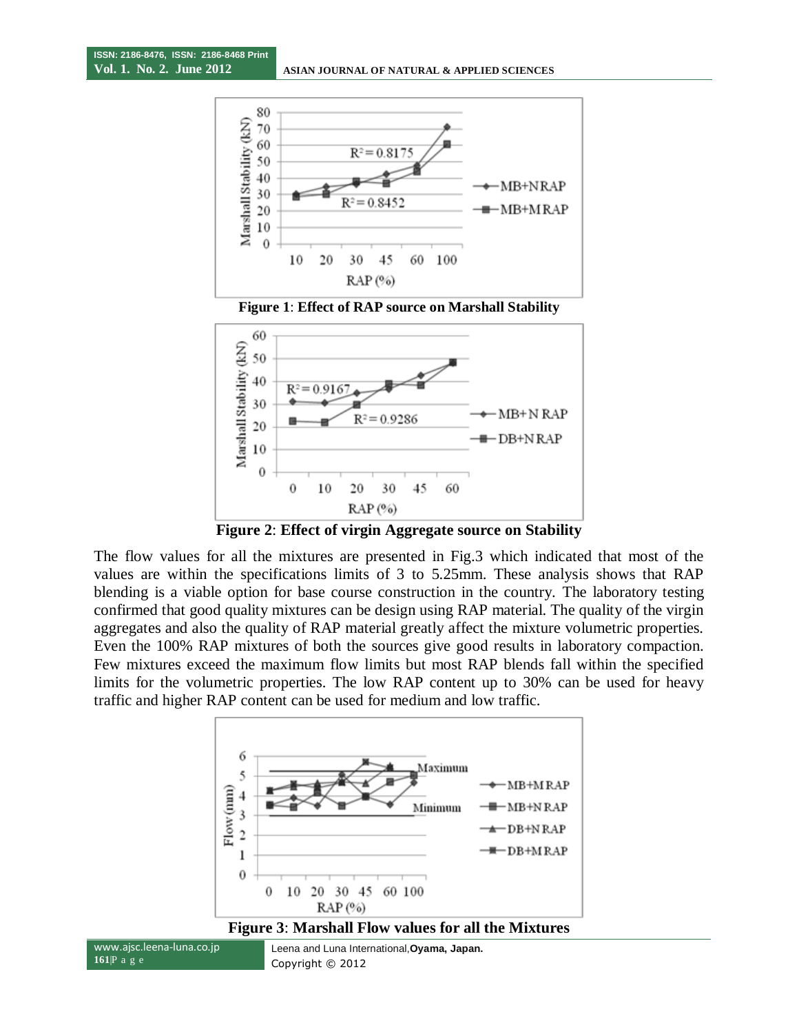**Figure 1**: **Effect of RAP source on Marshall Stability**

**Figure 2**: **Effect of virgin Aggregate source on Stability**

The flow values for all the mixtures are presented in Fig.3 which indicated that most of the values are within the specifications limits of 3 to 5.25mm. These analysis shows that RAP blending is a viable option for base course construction in the country. The laboratory testing confirmed that good quality mixtures can be design using RAP material. The quality of the virgin aggregates and also the quality of RAP material greatly affect the mixture volumetric properties. Even the 100% RAP mixtures of both the sources give good results in laboratory compaction. Few mixtures exceed the maximum flow limits but most RAP blends fall within the specified limits for the volumetric properties. The low RAP content up to 30% can be used for heavy traffic and higher RAP content can be used for medium and low traffic.

**Figure 3**: **Marshall Flow values for all the Mixtures**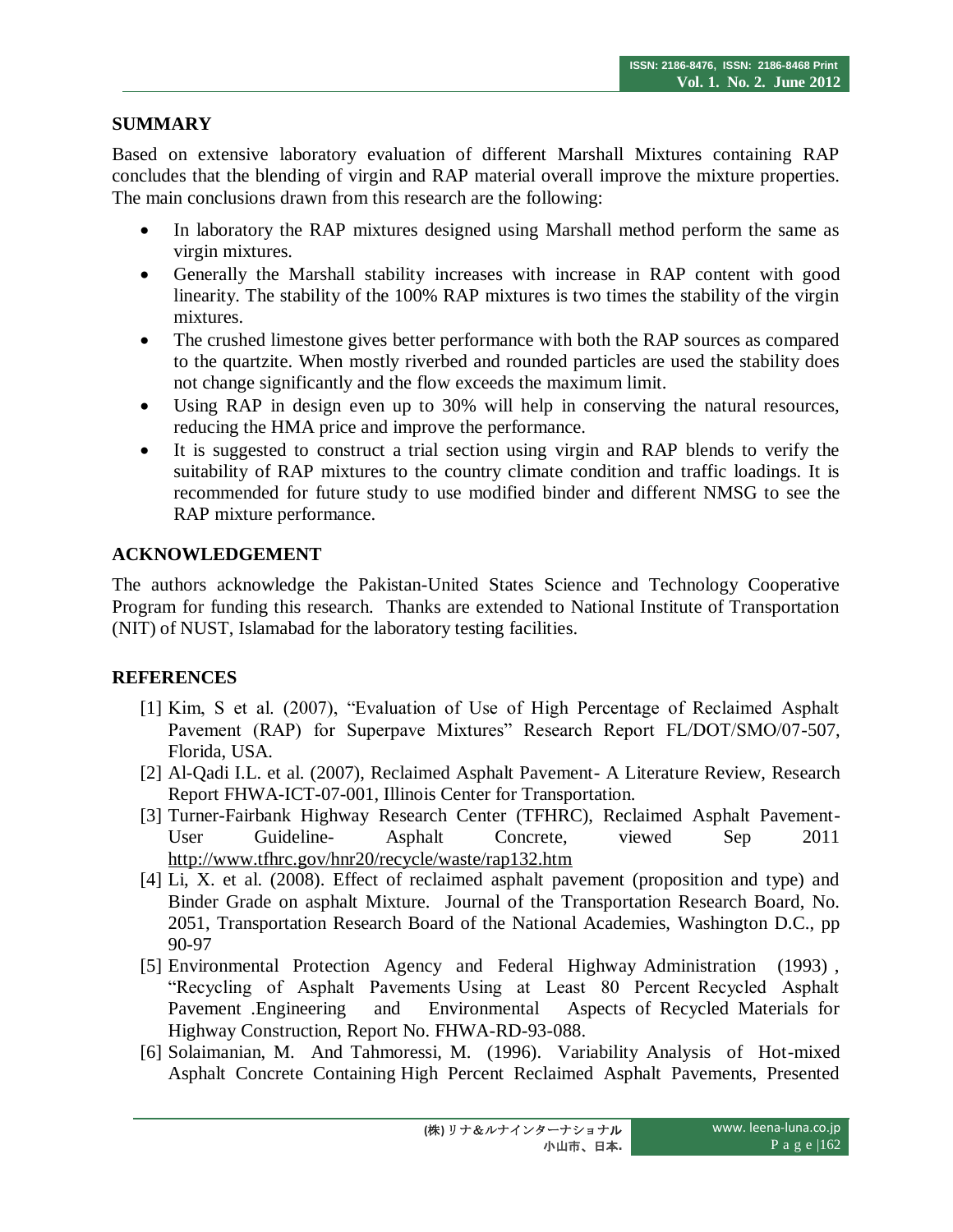## SUMMARY

Based on extensive laboratory evaluation of different Marshall Mixtures containing RAP concludes that the blending of virgin and RAP material overall improve the mixture properties. The main conclusions drawn from this research are the following:

- In laboratory the RAP mixtures designed using Marshall method perform the same as virgin mixtures.
- Generally the Marshall stability increases with increase in RAP content with good linearity. The stability of the 100% RAP mixtures is two times the stability of the virgin mixtures.
- The crushed limestone gives better performance with both the RAP sources as compared to the quartzite. When mostly riverbed and rounded particles are used the stability does not change significantly and the flow exceeds the maximum limit.
- Using RAP in design even up to 30% will help in conserving the natural resources, reducing the HMA price and improve the performance.
- It is suggested to construct a trial section using virgin and RAP blends to verify the suitability of RAP mixtures to the country climate condition and traffic loadings. It is recommended for future study to use modified binder and different NMSG to see the RAP mixture performance.

## ACKNOWLEDGEMENT

The authors acknowledge the Pakistan-United States Science and Technology Cooperative Program for funding this research. Thanks are extended to National Institute of Transportation (NIT) of NUST, Islamabad for the laboratory testing facilities.

## REFERENCES

[1] Kim, S et al. (2007), "Evaluation of Use of High Percentage of Reclaimed Asphalt Pavement (RAP) for Superpave Mixtures" Research Report FL/DOT/SMO/07-507, Florida, USA.

[2] Al-Qadi I.L. et al. (2007), Reclaimed Asphalt Pavement- A Literature Review, Research Report FHWA-ICT-07-001, Illinois Center for Transportation.

[3] Turner-Fairbank Highway Research Center (TFHRC), Reclaimed Asphalt Pavement-User Guideline- Asphalt Concrete, viewed Sep 2011 http://www.tfhrc.gov/hnr20/recycle/waste/rap132.htm

[4] Li, X. et al. (2008). Effect of reclaimed asphalt pavement (proposition and type) and Binder Grade on asphalt Mixture. Journal of the Transportation Research Board, No. 2051, Transportation Research Board of the National Academies, Washington D.C., pp 90-97

[5] Environmental Protection Agency and Federal Highway Administration (1993) , "Recycling of Asphalt Pavements Using at Least 80 Percent Recycled Asphalt Pavement .Engineering and Environmental Aspects of Recycled Materials for Highway Construction, Report No. FHWA-RD-93-088.

[6] Solaimanian, M. And Tahmoressi, M. (1996). Variability Analysis of Hot-mixed Asphalt Concrete Containing High Percent Reclaimed Asphalt Pavements, Presented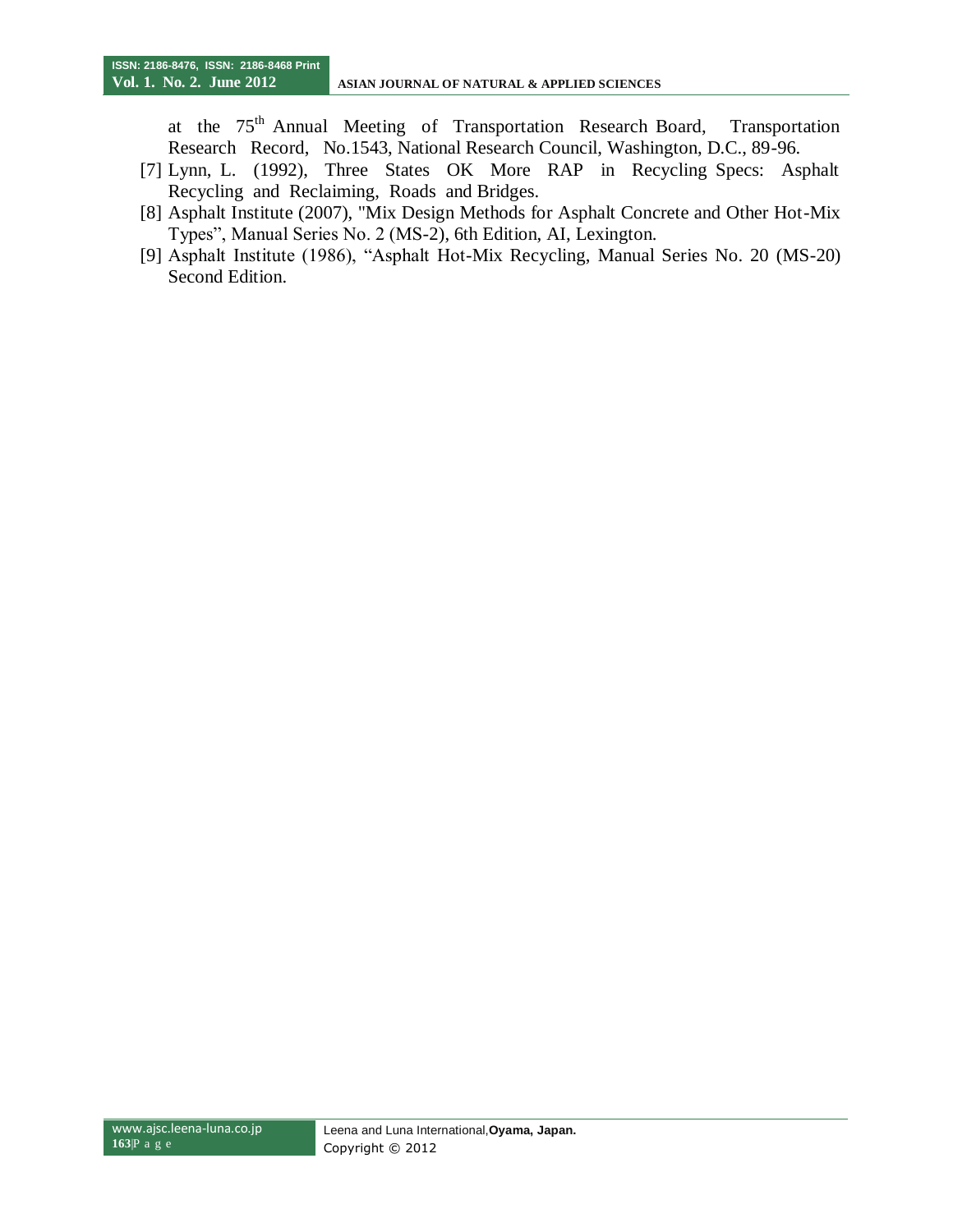at the 75th Annual Meeting of Transportation Research Board, Transportation Research Record, No.1543, National Research Council, Washington, D.C., 89-96.

[7] Lynn, L. (1992), Three States OK More RAP in Recycling Specs: Asphalt Recycling and Reclaiming, Roads and Bridges.

[8] Asphalt Institute (2007), "Mix Design Methods for Asphalt Concrete and Other Hot-Mix Types", Manual Series No. 2 (MS-2), 6th Edition, AI, Lexington.

[9] Asphalt Institute (1986), "Asphalt Hot-Mix Recycling, Manual Series No. 20 (MS-20) Second Edition.